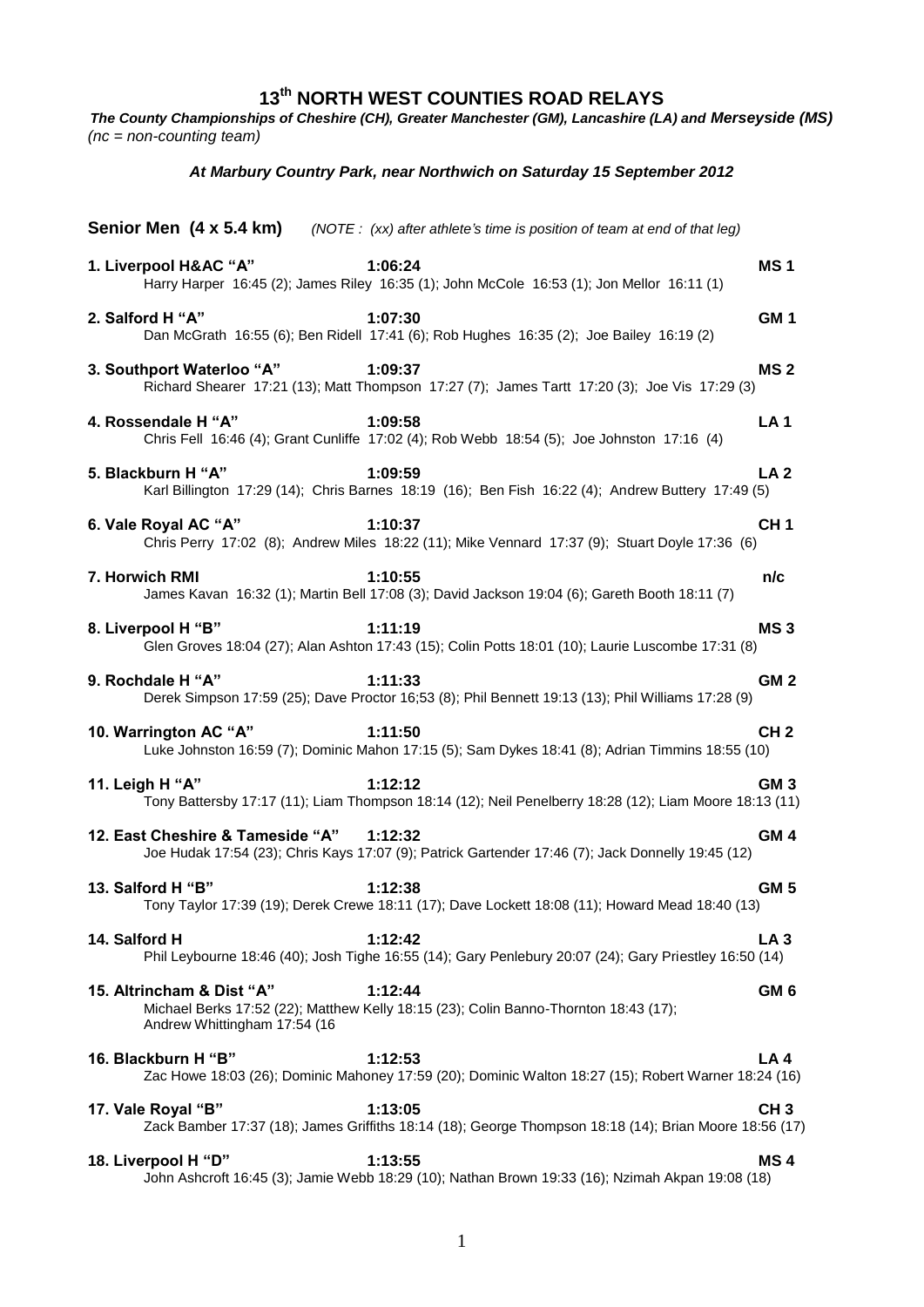# 13th NORTH WEST COUNTIES ROAD RELAYS

***The County Championships of Cheshire (CH), Greater Manchester (GM), Lancashire (LA) and Merseyside (MS)***
*(nc = non-counting team)*

***At Marbury Country Park, near Northwich on Saturday 15 September 2012***

**Senior Men (4 x 5.4 km)** *(NOTE : (xx) after athlete's time is position of team at end of that leg)*

**1. Liverpool H&AC "A"** **1:06:24** **MS 1**
Harry Harper 16:45 (2); James Riley 16:35 (1); John McCole 16:53 (1); Jon Mellor 16:11 (1)

**2. Salford H "A"** **1:07:30** **GM 1**
Dan McGrath 16:55 (6); Ben Ridell 17:41 (6); Rob Hughes 16:35 (2); Joe Bailey 16:19 (2)

**3. Southport Waterloo "A"** **1:09:37** **MS 2**
Richard Shearer 17:21 (13); Matt Thompson 17:27 (7); James Tartt 17:20 (3); Joe Vis 17:29 (3)

**4. Rossendale H "A"** **1:09:58** **LA 1**
Chris Fell 16:46 (4); Grant Cunliffe 17:02 (4); Rob Webb 18:54 (5); Joe Johnston 17:16 (4)

**5. Blackburn H "A"** **1:09:59** **LA 2**
Karl Billington 17:29 (14); Chris Barnes 18:19 (16); Ben Fish 16:22 (4); Andrew Buttery 17:49 (5)

**6. Vale Royal AC "A"** **1:10:37** **CH 1**
Chris Perry 17:02 (8); Andrew Miles 18:22 (11); Mike Vennard 17:37 (9); Stuart Doyle 17:36 (6)

**7. Horwich RMI** **1:10:55** **n/c**
James Kavan 16:32 (1); Martin Bell 17:08 (3); David Jackson 19:04 (6); Gareth Booth 18:11 (7)

**8. Liverpool H "B"** **1:11:19** **MS 3**
Glen Groves 18:04 (27); Alan Ashton 17:43 (15); Colin Potts 18:01 (10); Laurie Luscombe 17:31 (8)

**9. Rochdale H "A"** **1:11:33** **GM 2**
Derek Simpson 17:59 (25); Dave Proctor 16;53 (8); Phil Bennett 19:13 (13); Phil Williams 17:28 (9)

**10. Warrington AC "A"** **1:11:50** **CH 2**
Luke Johnston 16:59 (7); Dominic Mahon 17:15 (5); Sam Dykes 18:41 (8); Adrian Timmins 18:55 (10)

**11. Leigh H "A"** **1:12:12** **GM 3**
Tony Battersby 17:17 (11); Liam Thompson 18:14 (12); Neil Penelberry 18:28 (12); Liam Moore 18:13 (11)

**12. East Cheshire & Tameside "A"** **1:12:32** **GM 4**
Joe Hudak 17:54 (23); Chris Kays 17:07 (9); Patrick Gartender 17:46 (7); Jack Donnelly 19:45 (12)

**13. Salford H "B"** **1:12:38** **GM 5**
Tony Taylor 17:39 (19); Derek Crewe 18:11 (17); Dave Lockett 18:08 (11); Howard Mead 18:40 (13)

**14. Salford H** **1:12:42** **LA 3**
Phil Leybourne 18:46 (40); Josh Tighe 16:55 (14); Gary Penlebury 20:07 (24); Gary Priestley 16:50 (14)

**15. Altrincham & Dist "A"** **1:12:44** **GM 6**
Michael Berks 17:52 (22); Matthew Kelly 18:15 (23); Colin Banno-Thornton 18:43 (17); Andrew Whittingham 17:54 (16

**16. Blackburn H "B"** **1:12:53** **LA 4**
Zac Howe 18:03 (26); Dominic Mahoney 17:59 (20); Dominic Walton 18:27 (15); Robert Warner 18:24 (16)

**17. Vale Royal "B"** **1:13:05** **CH 3**
Zack Bamber 17:37 (18); James Griffiths 18:14 (18); George Thompson 18:18 (14); Brian Moore 18:56 (17)

**18. Liverpool H "D"** **1:13:55** **MS 4**
John Ashcroft 16:45 (3); Jamie Webb 18:29 (10); Nathan Brown 19:33 (16); Nzimah Akpan 19:08 (18)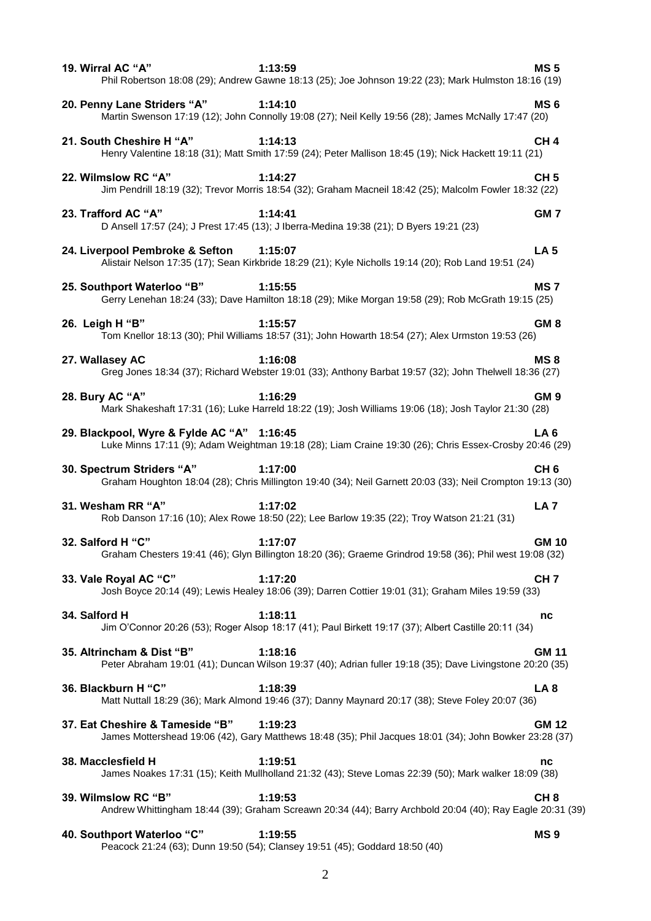**19. Wirral AC "A"** **1:13:59** **MS 5**
Phil Robertson 18:08 (29); Andrew Gawne 18:13 (25); Joe Johnson 19:22 (23); Mark Hulmston 18:16 (19)

**20. Penny Lane Striders "A"** **1:14:10** **MS 6**
Martin Swenson 17:19 (12); John Connolly 19:08 (27); Neil Kelly 19:56 (28); James McNally 17:47 (20)

**21. South Cheshire H "A"** **1:14:13** **CH 4**
Henry Valentine 18:18 (31); Matt Smith 17:59 (24); Peter Mallison 18:45 (19); Nick Hackett 19:11 (21)

**22. Wilmslow RC "A"** **1:14:27** **CH 5**
Jim Pendrill 18:19 (32); Trevor Morris 18:54 (32); Graham Macneil 18:42 (25); Malcolm Fowler 18:32 (22)

**23. Trafford AC "A"** **1:14:41** **GM 7**
D Ansell 17:57 (24); J Prest 17:45 (13); J Iberra-Medina 19:38 (21); D Byers 19:21 (23)

**24. Liverpool Pembroke & Sefton** **1:15:07** **LA 5**
Alistair Nelson 17:35 (17); Sean Kirkbride 18:29 (21); Kyle Nicholls 19:14 (20); Rob Land 19:51 (24)

**25. Southport Waterloo "B"** **1:15:55** **MS 7**
Gerry Lenehan 18:24 (33); Dave Hamilton 18:18 (29); Mike Morgan 19:58 (29); Rob McGrath 19:15 (25)

**26. Leigh H "B"** **1:15:57** **GM 8**
Tom Knellor 18:13 (30); Phil Williams 18:57 (31); John Howarth 18:54 (27); Alex Urmston 19:53 (26)

**27. Wallasey AC** **1:16:08** **MS 8**
Greg Jones 18:34 (37); Richard Webster 19:01 (33); Anthony Barbat 19:57 (32); John Thelwell 18:36 (27)

**28. Bury AC "A"** **1:16:29** **GM 9**
Mark Shakeshaft 17:31 (16); Luke Harreld 18:22 (19); Josh Williams 19:06 (18); Josh Taylor 21:30 (28)

**29. Blackpool, Wyre & Fylde AC "A"** **1:16:45** **LA 6**
Luke Minns 17:11 (9); Adam Weightman 19:18 (28); Liam Craine 19:30 (26); Chris Essex-Crosby 20:46 (29)

**30. Spectrum Striders "A"** **1:17:00** **CH 6**
Graham Houghton 18:04 (28); Chris Millington 19:40 (34); Neil Garnett 20:03 (33); Neil Crompton 19:13 (30)

**31. Wesham RR "A"** **1:17:02** **LA 7**
Rob Danson 17:16 (10); Alex Rowe 18:50 (22); Lee Barlow 19:35 (22); Troy Watson 21:21 (31)

**32. Salford H "C"** **1:17:07** **GM 10**
Graham Chesters 19:41 (46); Glyn Billington 18:20 (36); Graeme Grindrod 19:58 (36); Phil west 19:08 (32)

**33. Vale Royal AC "C"** **1:17:20** **CH 7**
Josh Boyce 20:14 (49); Lewis Healey 18:06 (39); Darren Cottier 19:01 (31); Graham Miles 19:59 (33)

**34. Salford H** **1:18:11** **nc**
Jim O'Connor 20:26 (53); Roger Alsop 18:17 (41); Paul Birkett 19:17 (37); Albert Castille 20:11 (34)

**35. Altrincham & Dist "B"** **1:18:16** **GM 11**
Peter Abraham 19:01 (41); Duncan Wilson 19:37 (40); Adrian fuller 19:18 (35); Dave Livingstone 20:20 (35)

**36. Blackburn H "C"** **1:18:39** **LA 8**
Matt Nuttall 18:29 (36); Mark Almond 19:46 (37); Danny Maynard 20:17 (38); Steve Foley 20:07 (36)

**37. Eat Cheshire & Tameside "B"** **1:19:23** **GM 12**
James Mottershead 19:06 (42), Gary Matthews 18:48 (35); Phil Jacques 18:01 (34); John Bowker 23:28 (37)

**38. Macclesfield H** **1:19:51** **nc**
James Noakes 17:31 (15); Keith Mullholland 21:32 (43); Steve Lomas 22:39 (50); Mark walker 18:09 (38)

**39. Wilmslow RC "B"** **1:19:53** **CH 8**
Andrew Whittingham 18:44 (39); Graham Screawn 20:34 (44); Barry Archbold 20:04 (40); Ray Eagle 20:31 (39)

**40. Southport Waterloo "C"** **1:19:55** **MS 9**
Peacock 21:24 (63); Dunn 19:50 (54); Clansey 19:51 (45); Goddard 18:50 (40)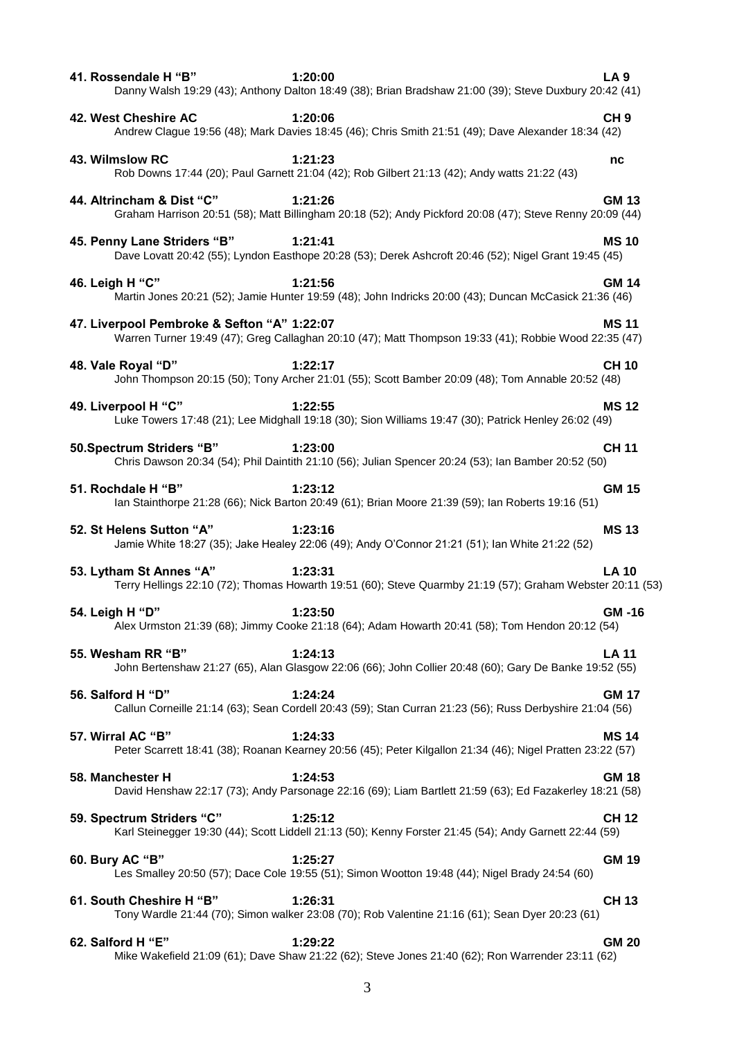**41. Rossendale H "B"** **1:20:00** **LA 9**
Danny Walsh 19:29 (43); Anthony Dalton 18:49 (38); Brian Bradshaw 21:00 (39); Steve Duxbury 20:42 (41)

**42. West Cheshire AC** **1:20:06** **CH 9**
Andrew Clague 19:56 (48); Mark Davies 18:45 (46); Chris Smith 21:51 (49); Dave Alexander 18:34 (42)

**43. Wilmslow RC** **1:21:23** **nc**
Rob Downs 17:44 (20); Paul Garnett 21:04 (42); Rob Gilbert 21:13 (42); Andy watts 21:22 (43)

**44. Altrincham & Dist "C"** **1:21:26** **GM 13**
Graham Harrison 20:51 (58); Matt Billingham 20:18 (52); Andy Pickford 20:08 (47); Steve Renny 20:09 (44)

**45. Penny Lane Striders "B"** **1:21:41** **MS 10**
Dave Lovatt 20:42 (55); Lyndon Easthope 20:28 (53); Derek Ashcroft 20:46 (52); Nigel Grant 19:45 (45)

**46. Leigh H "C"** **1:21:56** **GM 14**
Martin Jones 20:21 (52); Jamie Hunter 19:59 (48); John Indricks 20:00 (43); Duncan McCasick 21:36 (46)

**47. Liverpool Pembroke & Sefton "A"** **1:22:07** **MS 11**
Warren Turner 19:49 (47); Greg Callaghan 20:10 (47); Matt Thompson 19:33 (41); Robbie Wood 22:35 (47)

**48. Vale Royal "D"** **1:22:17** **CH 10**
John Thompson 20:15 (50); Tony Archer 21:01 (55); Scott Bamber 20:09 (48); Tom Annable 20:52 (48)

**49. Liverpool H "C"** **1:22:55** **MS 12**
Luke Towers 17:48 (21); Lee Midghall 19:18 (30); Sion Williams 19:47 (30); Patrick Henley 26:02 (49)

**50.Spectrum Striders "B"** **1:23:00** **CH 11**
Chris Dawson 20:34 (54); Phil Daintith 21:10 (56); Julian Spencer 20:24 (53); Ian Bamber 20:52 (50)

**51. Rochdale H "B"** **1:23:12** **GM 15**
Ian Stainthorpe 21:28 (66); Nick Barton 20:49 (61); Brian Moore 21:39 (59); Ian Roberts 19:16 (51)

**52. St Helens Sutton "A"** **1:23:16** **MS 13**
Jamie White 18:27 (35); Jake Healey 22:06 (49); Andy O'Connor 21:21 (51); Ian White 21:22 (52)

**53. Lytham St Annes "A"** **1:23:31** **LA 10**
Terry Hellings 22:10 (72); Thomas Howarth 19:51 (60); Steve Quarmby 21:19 (57); Graham Webster 20:11 (53)

**54. Leigh H "D"** **1:23:50** **GM -16**
Alex Urmston 21:39 (68); Jimmy Cooke 21:18 (64); Adam Howarth 20:41 (58); Tom Hendon 20:12 (54)

**55. Wesham RR "B"** **1:24:13** **LA 11**
John Bertenshaw 21:27 (65), Alan Glasgow 22:06 (66); John Collier 20:48 (60); Gary De Banke 19:52 (55)

**56. Salford H "D"** **1:24:24** **GM 17**
Callun Corneille 21:14 (63); Sean Cordell 20:43 (59); Stan Curran 21:23 (56); Russ Derbyshire 21:04 (56)

**57. Wirral AC "B"** **1:24:33** **MS 14**
Peter Scarrett 18:41 (38); Roanan Kearney 20:56 (45); Peter Kilgallon 21:34 (46); Nigel Pratten 23:22 (57)

**58. Manchester H** **1:24:53** **GM 18**
David Henshaw 22:17 (73); Andy Parsonage 22:16 (69); Liam Bartlett 21:59 (63); Ed Fazakerley 18:21 (58)

**59. Spectrum Striders "C"** **1:25:12** **CH 12**
Karl Steinegger 19:30 (44); Scott Liddell 21:13 (50); Kenny Forster 21:45 (54); Andy Garnett 22:44 (59)

**60. Bury AC "B"** **1:25:27** **GM 19**
Les Smalley 20:50 (57); Dace Cole 19:55 (51); Simon Wootton 19:48 (44); Nigel Brady 24:54 (60)

**61. South Cheshire H "B"** **1:26:31** **CH 13**
Tony Wardle 21:44 (70); Simon walker 23:08 (70); Rob Valentine 21:16 (61); Sean Dyer 20:23 (61)

**62. Salford H "E"** **1:29:22** **GM 20**
Mike Wakefield 21:09 (61); Dave Shaw 21:22 (62); Steve Jones 21:40 (62); Ron Warrender 23:11 (62)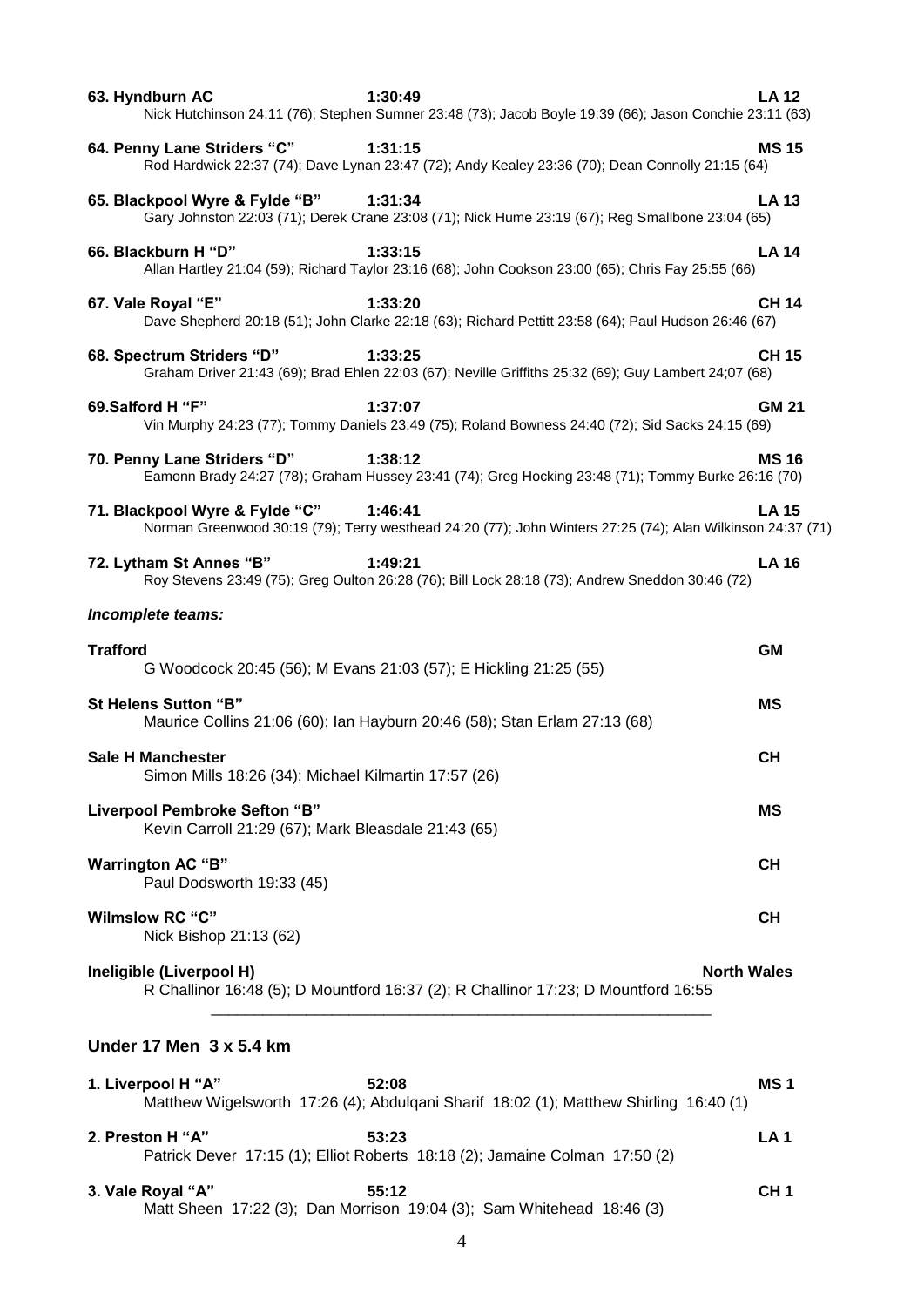**63. Hyndburn AC** **1:30:49** **LA 12**
Nick Hutchinson 24:11 (76); Stephen Sumner 23:48 (73); Jacob Boyle 19:39 (66); Jason Conchie 23:11 (63)

**64. Penny Lane Striders "C"** **1:31:15** **MS 15**
Rod Hardwick 22:37 (74); Dave Lynan 23:47 (72); Andy Kealey 23:36 (70); Dean Connolly 21:15 (64)

**65. Blackpool Wyre & Fylde "B"** **1:31:34** **LA 13**
Gary Johnston 22:03 (71); Derek Crane 23:08 (71); Nick Hume 23:19 (67); Reg Smallbone 23:04 (65)

**66. Blackburn H "D"** **1:33:15** **LA 14**
Allan Hartley 21:04 (59); Richard Taylor 23:16 (68); John Cookson 23:00 (65); Chris Fay 25:55 (66)

**67. Vale Royal "E"** **1:33:20** **CH 14**
Dave Shepherd 20:18 (51); John Clarke 22:18 (63); Richard Pettitt 23:58 (64); Paul Hudson 26:46 (67)

**68. Spectrum Striders "D"** **1:33:25** **CH 15**
Graham Driver 21:43 (69); Brad Ehlen 22:03 (67); Neville Griffiths 25:32 (69); Guy Lambert 24;07 (68)

**69.Salford H "F"** **1:37:07** **GM 21**
Vin Murphy 24:23 (77); Tommy Daniels 23:49 (75); Roland Bowness 24:40 (72); Sid Sacks 24:15 (69)

**70. Penny Lane Striders "D"** **1:38:12** **MS 16**
Eamonn Brady 24:27 (78); Graham Hussey 23:41 (74); Greg Hocking 23:48 (71); Tommy Burke 26:16 (70)

**71. Blackpool Wyre & Fylde "C"** **1:46:41** **LA 15**
Norman Greenwood 30:19 (79); Terry westhead 24:20 (77); John Winters 27:25 (74); Alan Wilkinson 24:37 (71)

**72. Lytham St Annes "B"** **1:49:21** **LA 16**
Roy Stevens 23:49 (75); Greg Oulton 26:28 (76); Bill Lock 28:18 (73); Andrew Sneddon 30:46 (72)

***Incomplete teams:***

**Trafford** **GM**
G Woodcock 20:45 (56); M Evans 21:03 (57); E Hickling 21:25 (55)

**St Helens Sutton "B"** **MS**
Maurice Collins 21:06 (60); Ian Hayburn 20:46 (58); Stan Erlam 27:13 (68)

**Sale H Manchester** **CH**
Simon Mills 18:26 (34); Michael Kilmartin 17:57 (26)

**Liverpool Pembroke Sefton "B"** **MS**
Kevin Carroll 21:29 (67); Mark Bleasdale 21:43 (65)

**Warrington AC "B"** **CH**
Paul Dodsworth 19:33 (45)

**Wilmslow RC "C"** **CH**
Nick Bishop 21:13 (62)

**Ineligible (Liverpool H)** **North Wales**
R Challinor 16:48 (5); D Mountford 16:37 (2); R Challinor 17:23; D Mountford 16:55

---

## Under 17 Men 3 x 5.4 km

**1. Liverpool H "A"** **52:08** **MS 1**
Matthew Wigelsworth 17:26 (4); Abdulqani Sharif 18:02 (1); Matthew Shirling 16:40 (1)

**2. Preston H "A"** **53:23** **LA 1**
Patrick Dever 17:15 (1); Elliot Roberts 18:18 (2); Jamaine Colman 17:50 (2)

**3. Vale Royal "A"** **55:12** **CH 1**
Matt Sheen 17:22 (3); Dan Morrison 19:04 (3); Sam Whitehead 18:46 (3)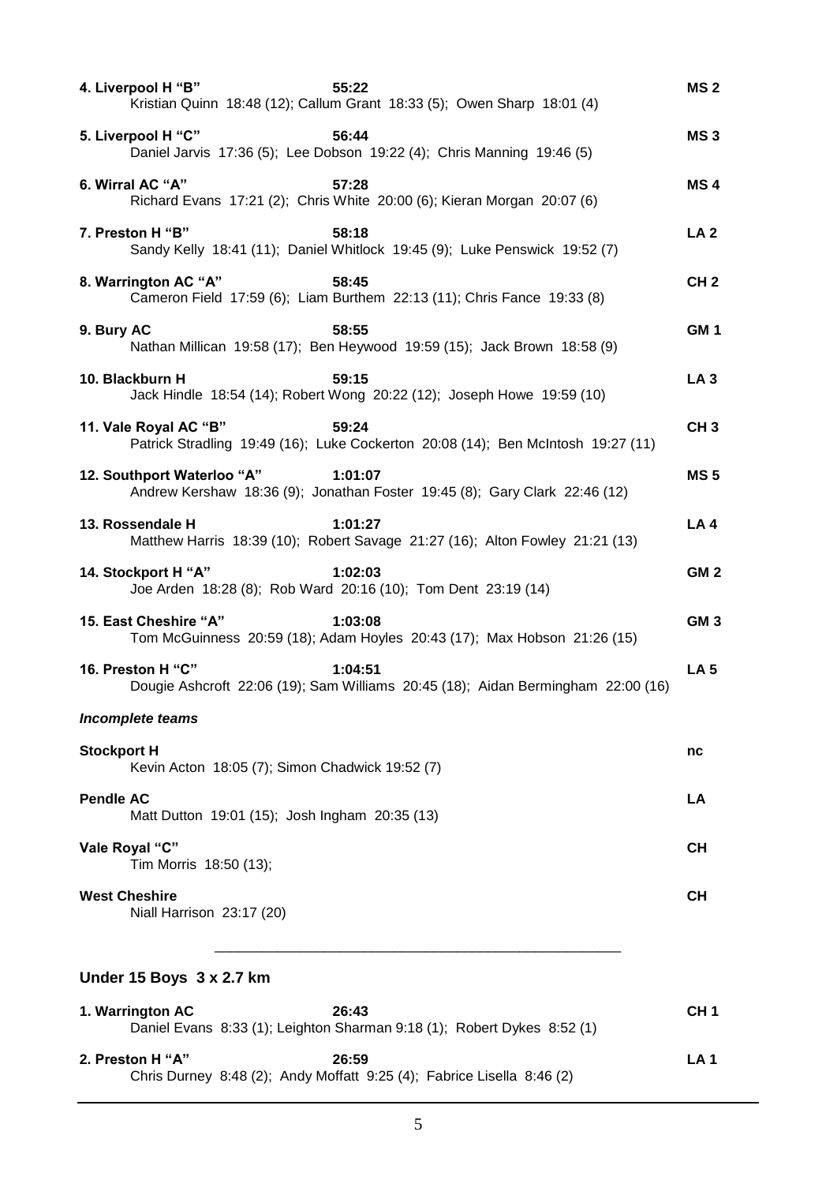**4. Liverpool H "B"** **55:22** **MS 2**
Kristian Quinn 18:48 (12); Callum Grant 18:33 (5); Owen Sharp 18:01 (4)

**5. Liverpool H "C"** **56:44** **MS 3**
Daniel Jarvis 17:36 (5); Lee Dobson 19:22 (4); Chris Manning 19:46 (5)

**6. Wirral AC "A"** **57:28** **MS 4**
Richard Evans 17:21 (2); Chris White 20:00 (6); Kieran Morgan 20:07 (6)

**7. Preston H "B"** **58:18** **LA 2**
Sandy Kelly 18:41 (11); Daniel Whitlock 19:45 (9); Luke Penswick 19:52 (7)

**8. Warrington AC "A"** **58:45** **CH 2**
Cameron Field 17:59 (6); Liam Burthem 22:13 (11); Chris Fance 19:33 (8)

**9. Bury AC** **58:55** **GM 1**
Nathan Millican 19:58 (17); Ben Heywood 19:59 (15); Jack Brown 18:58 (9)

**10. Blackburn H** **59:15** **LA 3**
Jack Hindle 18:54 (14); Robert Wong 20:22 (12); Joseph Howe 19:59 (10)

**11. Vale Royal AC "B"** **59:24** **CH 3**
Patrick Stradling 19:49 (16); Luke Cockerton 20:08 (14); Ben McIntosh 19:27 (11)

**12. Southport Waterloo "A"** **1:01:07** **MS 5**
Andrew Kershaw 18:36 (9); Jonathan Foster 19:45 (8); Gary Clark 22:46 (12)

**13. Rossendale H** **1:01:27** **LA 4**
Matthew Harris 18:39 (10); Robert Savage 21:27 (16); Alton Fowley 21:21 (13)

**14. Stockport H "A"** **1:02:03** **GM 2**
Joe Arden 18:28 (8); Rob Ward 20:16 (10); Tom Dent 23:19 (14)

**15. East Cheshire "A"** **1:03:08** **GM 3**
Tom McGuinness 20:59 (18); Adam Hoyles 20:43 (17); Max Hobson 21:26 (15)

**16. Preston H "C"** **1:04:51** **LA 5**
Dougie Ashcroft 22:06 (19); Sam Williams 20:45 (18); Aidan Bermingham 22:00 (16)

***Incomplete teams***

**Stockport H** **nc**
Kevin Acton 18:05 (7); Simon Chadwick 19:52 (7)

**Pendle AC** **LA**
Matt Dutton 19:01 (15); Josh Ingham 20:35 (13)

**Vale Royal "C"** **CH**
Tim Morris 18:50 (13);

**West Cheshire** **CH**
Niall Harrison 23:17 (20)

---

## Under 15 Boys 3 x 2.7 km

**1. Warrington AC** **26:43** **CH 1**
Daniel Evans 8:33 (1); Leighton Sharman 9:18 (1); Robert Dykes 8:52 (1)

**2. Preston H "A"** **26:59** **LA 1**
Chris Durney 8:48 (2); Andy Moffatt 9:25 (4); Fabrice Lisella 8:46 (2)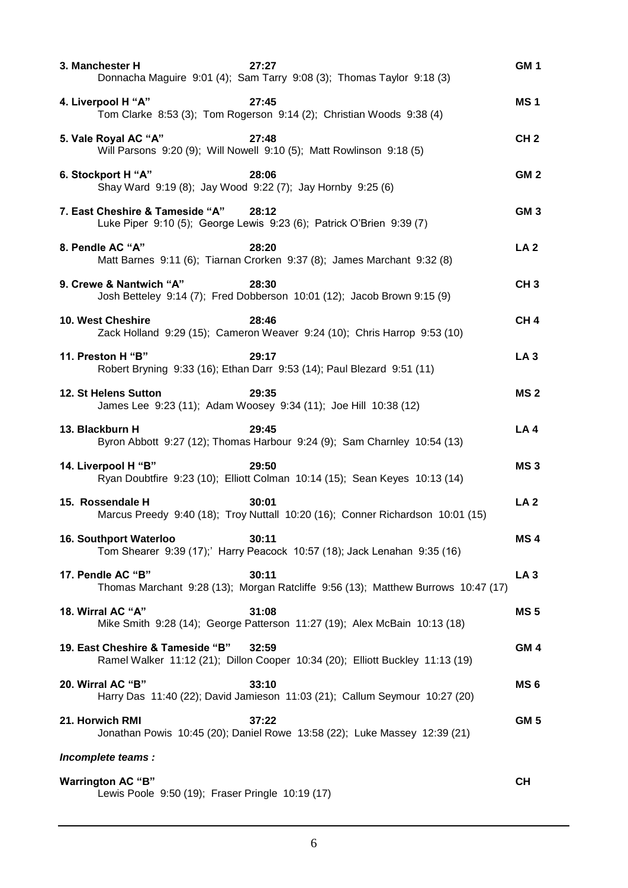**3. Manchester H** **27:27** **GM 1**
Donnacha Maguire 9:01 (4); Sam Tarry 9:08 (3); Thomas Taylor 9:18 (3)

**4. Liverpool H "A"** **27:45** **MS 1**
Tom Clarke 8:53 (3); Tom Rogerson 9:14 (2); Christian Woods 9:38 (4)

**5. Vale Royal AC "A"** **27:48** **CH 2**
Will Parsons 9:20 (9); Will Nowell 9:10 (5); Matt Rowlinson 9:18 (5)

**6. Stockport H "A"** **28:06** **GM 2**
Shay Ward 9:19 (8); Jay Wood 9:22 (7); Jay Hornby 9:25 (6)

**7. East Cheshire & Tameside "A"** **28:12** **GM 3**
Luke Piper 9:10 (5); George Lewis 9:23 (6); Patrick O'Brien 9:39 (7)

**8. Pendle AC "A"** **28:20** **LA 2**
Matt Barnes 9:11 (6); Tiarnan Crorken 9:37 (8); James Marchant 9:32 (8)

**9. Crewe & Nantwich "A"** **28:30** **CH 3**
Josh Betteley 9:14 (7); Fred Dobberson 10:01 (12); Jacob Brown 9:15 (9)

**10. West Cheshire** **28:46** **CH 4**
Zack Holland 9:29 (15); Cameron Weaver 9:24 (10); Chris Harrop 9:53 (10)

**11. Preston H "B"** **29:17** **LA 3**
Robert Bryning 9:33 (16); Ethan Darr 9:53 (14); Paul Blezard 9:51 (11)

**12. St Helens Sutton** **29:35** **MS 2**
James Lee 9:23 (11); Adam Woosey 9:34 (11); Joe Hill 10:38 (12)

**13. Blackburn H** **29:45** **LA 4**
Byron Abbott 9:27 (12); Thomas Harbour 9:24 (9); Sam Charnley 10:54 (13)

**14. Liverpool H "B"** **29:50** **MS 3**
Ryan Doubtfire 9:23 (10); Elliott Colman 10:14 (15); Sean Keyes 10:13 (14)

**15. Rossendale H** **30:01** **LA 2**
Marcus Preedy 9:40 (18); Troy Nuttall 10:20 (16); Conner Richardson 10:01 (15)

**16. Southport Waterloo** **30:11** **MS 4**
Tom Shearer 9:39 (17);' Harry Peacock 10:57 (18); Jack Lenahan 9:35 (16)

**17. Pendle AC "B"** **30:11** **LA 3**
Thomas Marchant 9:28 (13); Morgan Ratcliffe 9:56 (13); Matthew Burrows 10:47 (17)

**18. Wirral AC "A"** **31:08** **MS 5**
Mike Smith 9:28 (14); George Patterson 11:27 (19); Alex McBain 10:13 (18)

**19. East Cheshire & Tameside "B"** **32:59** **GM 4**
Ramel Walker 11:12 (21); Dillon Cooper 10:34 (20); Elliott Buckley 11:13 (19)

**20. Wirral AC "B"** **33:10** **MS 6**
Harry Das 11:40 (22); David Jamieson 11:03 (21); Callum Seymour 10:27 (20)

**21. Horwich RMI** **37:22** **GM 5**
Jonathan Powis 10:45 (20); Daniel Rowe 13:58 (22); Luke Massey 12:39 (21)

***Incomplete teams :***

**Warrington AC "B"** **CH**
Lewis Poole 9:50 (19); Fraser Pringle 10:19 (17)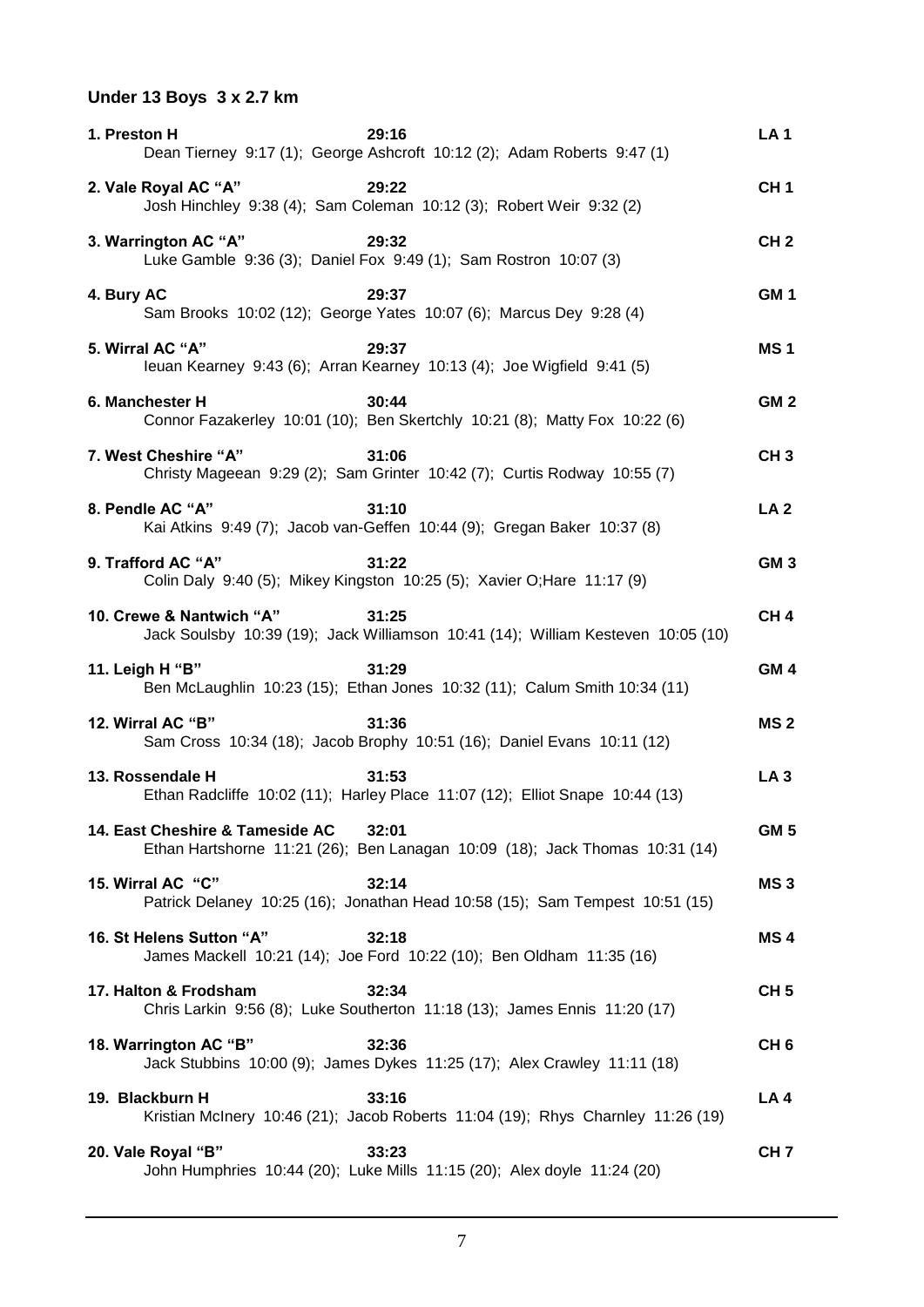## Under 13 Boys 3 x 2.7 km

**1. Preston H** **29:16** **LA 1**
Dean Tierney 9:17 (1); George Ashcroft 10:12 (2); Adam Roberts 9:47 (1)

**2. Vale Royal AC "A"** **29:22** **CH 1**
Josh Hinchley 9:38 (4); Sam Coleman 10:12 (3); Robert Weir 9:32 (2)

**3. Warrington AC "A"** **29:32** **CH 2**
Luke Gamble 9:36 (3); Daniel Fox 9:49 (1); Sam Rostron 10:07 (3)

**4. Bury AC** **29:37** **GM 1**
Sam Brooks 10:02 (12); George Yates 10:07 (6); Marcus Dey 9:28 (4)

**5. Wirral AC "A"** **29:37** **MS 1**
Ieuan Kearney 9:43 (6); Arran Kearney 10:13 (4); Joe Wigfield 9:41 (5)

**6. Manchester H** **30:44** **GM 2**
Connor Fazakerley 10:01 (10); Ben Skertchly 10:21 (8); Matty Fox 10:22 (6)

**7. West Cheshire "A"** **31:06** **CH 3**
Christy Mageean 9:29 (2); Sam Grinter 10:42 (7); Curtis Rodway 10:55 (7)

**8. Pendle AC "A"** **31:10** **LA 2**
Kai Atkins 9:49 (7); Jacob van-Geffen 10:44 (9); Gregan Baker 10:37 (8)

**9. Trafford AC "A"** **31:22** **GM 3**
Colin Daly 9:40 (5); Mikey Kingston 10:25 (5); Xavier O;Hare 11:17 (9)

**10. Crewe & Nantwich "A"** **31:25** **CH 4**
Jack Soulsby 10:39 (19); Jack Williamson 10:41 (14); William Kesteven 10:05 (10)

**11. Leigh H "B"** **31:29** **GM 4**
Ben McLaughlin 10:23 (15); Ethan Jones 10:32 (11); Calum Smith 10:34 (11)

**12. Wirral AC "B"** **31:36** **MS 2**
Sam Cross 10:34 (18); Jacob Brophy 10:51 (16); Daniel Evans 10:11 (12)

**13. Rossendale H** **31:53** **LA 3**
Ethan Radcliffe 10:02 (11); Harley Place 11:07 (12); Elliot Snape 10:44 (13)

**14. East Cheshire & Tameside AC** **32:01** **GM 5**
Ethan Hartshorne 11:21 (26); Ben Lanagan 10:09 (18); Jack Thomas 10:31 (14)

**15. Wirral AC "C"** **32:14** **MS 3**
Patrick Delaney 10:25 (16); Jonathan Head 10:58 (15); Sam Tempest 10:51 (15)

**16. St Helens Sutton "A"** **32:18** **MS 4**
James Mackell 10:21 (14); Joe Ford 10:22 (10); Ben Oldham 11:35 (16)

**17. Halton & Frodsham** **32:34** **CH 5**
Chris Larkin 9:56 (8); Luke Southerton 11:18 (13); James Ennis 11:20 (17)

**18. Warrington AC "B"** **32:36** **CH 6**
Jack Stubbins 10:00 (9); James Dykes 11:25 (17); Alex Crawley 11:11 (18)

**19. Blackburn H** **33:16** **LA 4**
Kristian McInery 10:46 (21); Jacob Roberts 11:04 (19); Rhys Charnley 11:26 (19)

**20. Vale Royal "B"** **33:23** **CH 7**
John Humphries 10:44 (20); Luke Mills 11:15 (20); Alex doyle 11:24 (20)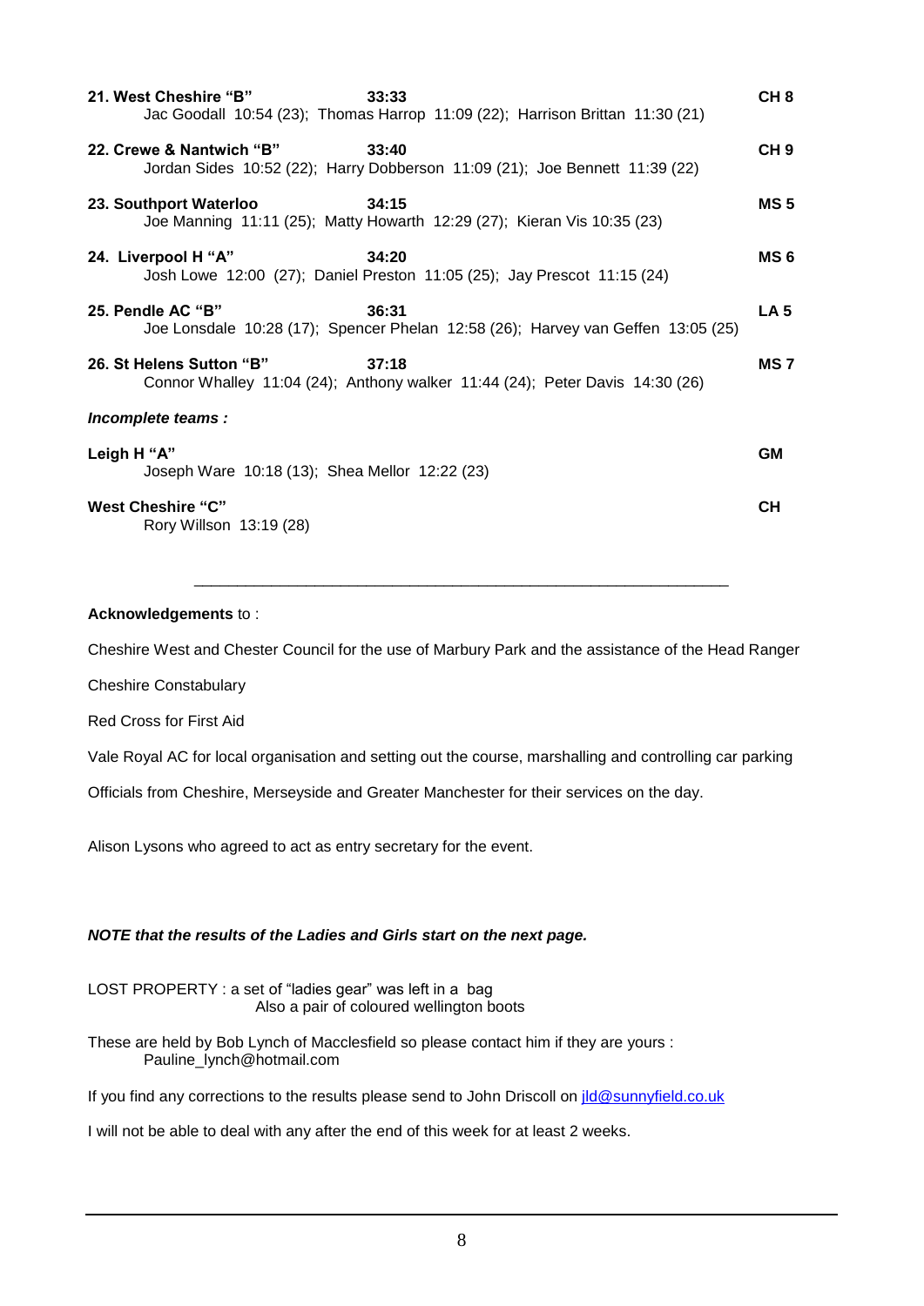**21. West Cheshire "B"** **33:33** **CH 8**
Jac Goodall 10:54 (23); Thomas Harrop 11:09 (22); Harrison Brittan 11:30 (21)

**22. Crewe & Nantwich "B"** **33:40** **CH 9**
Jordan Sides 10:52 (22); Harry Dobberson 11:09 (21); Joe Bennett 11:39 (22)

**23. Southport Waterloo** **34:15** **MS 5**
Joe Manning 11:11 (25); Matty Howarth 12:29 (27); Kieran Vis 10:35 (23)

**24. Liverpool H "A"** **34:20** **MS 6**
Josh Lowe 12:00 (27); Daniel Preston 11:05 (25); Jay Prescot 11:15 (24)

**25. Pendle AC "B"** **36:31** **LA 5**
Joe Lonsdale 10:28 (17); Spencer Phelan 12:58 (26); Harvey van Geffen 13:05 (25)

**26. St Helens Sutton "B"** **37:18** **MS 7**
Connor Whalley 11:04 (24); Anthony walker 11:44 (24); Peter Davis 14:30 (26)

***Incomplete teams :***

**Leigh H "A"** **GM**
Joseph Ware 10:18 (13); Shea Mellor 12:22 (23)

**West Cheshire "C"** **CH**
Rory Willson 13:19 (28)

---

**Acknowledgements** to :

Cheshire West and Chester Council for the use of Marbury Park and the assistance of the Head Ranger

Cheshire Constabulary

Red Cross for First Aid

Vale Royal AC for local organisation and setting out the course, marshalling and controlling car parking

Officials from Cheshire, Merseyside and Greater Manchester for their services on the day.

Alison Lysons who agreed to act as entry secretary for the event.

***NOTE that the results of the Ladies and Girls start on the next page.***

LOST PROPERTY : a set of "ladies gear" was left in a bag
Also a pair of coloured wellington boots

These are held by Bob Lynch of Macclesfield so please contact him if they are yours :
Pauline_lynch@hotmail.com

If you find any corrections to the results please send to John Driscoll on jld@sunnyfield.co.uk

I will not be able to deal with any after the end of this week for at least 2 weeks.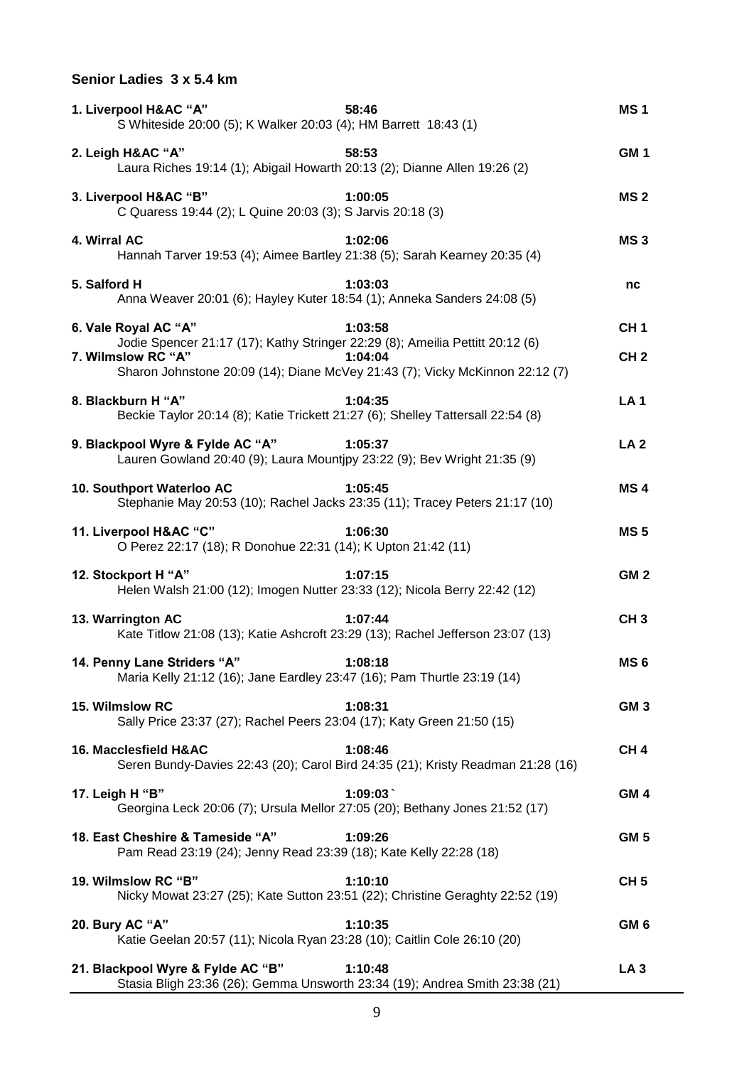**Senior Ladies 3 x 5.4 km**

**1. Liverpool H&AC "A"** **58:46** **MS 1**
S Whiteside 20:00 (5); K Walker 20:03 (4); HM Barrett 18:43 (1)

**2. Leigh H&AC "A"** **58:53** **GM 1**
Laura Riches 19:14 (1); Abigail Howarth 20:13 (2); Dianne Allen 19:26 (2)

**3. Liverpool H&AC "B"** **1:00:05** **MS 2**
C Quaress 19:44 (2); L Quine 20:03 (3); S Jarvis 20:18 (3)

**4. Wirral AC** **1:02:06** **MS 3**
Hannah Tarver 19:53 (4); Aimee Bartley 21:38 (5); Sarah Kearney 20:35 (4)

**5. Salford H** **1:03:03** **nc**
Anna Weaver 20:01 (6); Hayley Kuter 18:54 (1); Anneka Sanders 24:08 (5)

**6. Vale Royal AC "A"** **1:03:58** **CH 1**
Jodie Spencer 21:17 (17); Kathy Stringer 22:29 (8); Ameilia Pettitt 20:12 (6)

**7. Wilmslow RC "A"** **1:04:04** **CH 2**
Sharon Johnstone 20:09 (14); Diane McVey 21:43 (7); Vicky McKinnon 22:12 (7)

**8. Blackburn H "A"** **1:04:35** **LA 1**
Beckie Taylor 20:14 (8); Katie Trickett 21:27 (6); Shelley Tattersall 22:54 (8)

**9. Blackpool Wyre & Fylde AC "A"** **1:05:37** **LA 2**
Lauren Gowland 20:40 (9); Laura Mountjpy 23:22 (9); Bev Wright 21:35 (9)

**10. Southport Waterloo AC** **1:05:45** **MS 4**
Stephanie May 20:53 (10); Rachel Jacks 23:35 (11); Tracey Peters 21:17 (10)

**11. Liverpool H&AC "C"** **1:06:30** **MS 5**
O Perez 22:17 (18); R Donohue 22:31 (14); K Upton 21:42 (11)

**12. Stockport H "A"** **1:07:15** **GM 2**
Helen Walsh 21:00 (12); Imogen Nutter 23:33 (12); Nicola Berry 22:42 (12)

**13. Warrington AC** **1:07:44** **CH 3**
Kate Titlow 21:08 (13); Katie Ashcroft 23:29 (13); Rachel Jefferson 23:07 (13)

**14. Penny Lane Striders "A"** **1:08:18** **MS 6**
Maria Kelly 21:12 (16); Jane Eardley 23:47 (16); Pam Thurtle 23:19 (14)

**15. Wilmslow RC** **1:08:31** **GM 3**
Sally Price 23:37 (27); Rachel Peers 23:04 (17); Katy Green 21:50 (15)

**16. Macclesfield H&AC** **1:08:46** **CH 4**
Seren Bundy-Davies 22:43 (20); Carol Bird 24:35 (21); Kristy Readman 21:28 (16)

**17. Leigh H "B"** **1:09:03`** **GM 4**
Georgina Leck 20:06 (7); Ursula Mellor 27:05 (20); Bethany Jones 21:52 (17)

**18. East Cheshire & Tameside "A"** **1:09:26** **GM 5**
Pam Read 23:19 (24); Jenny Read 23:39 (18); Kate Kelly 22:28 (18)

**19. Wilmslow RC "B"** **1:10:10** **CH 5**
Nicky Mowat 23:27 (25); Kate Sutton 23:51 (22); Christine Geraghty 22:52 (19)

**20. Bury AC "A"** **1:10:35** **GM 6**
Katie Geelan 20:57 (11); Nicola Ryan 23:28 (10); Caitlin Cole 26:10 (20)

**21. Blackpool Wyre & Fylde AC "B"** **1:10:48** **LA 3**
Stasia Bligh 23:36 (26); Gemma Unsworth 23:34 (19); Andrea Smith 23:38 (21)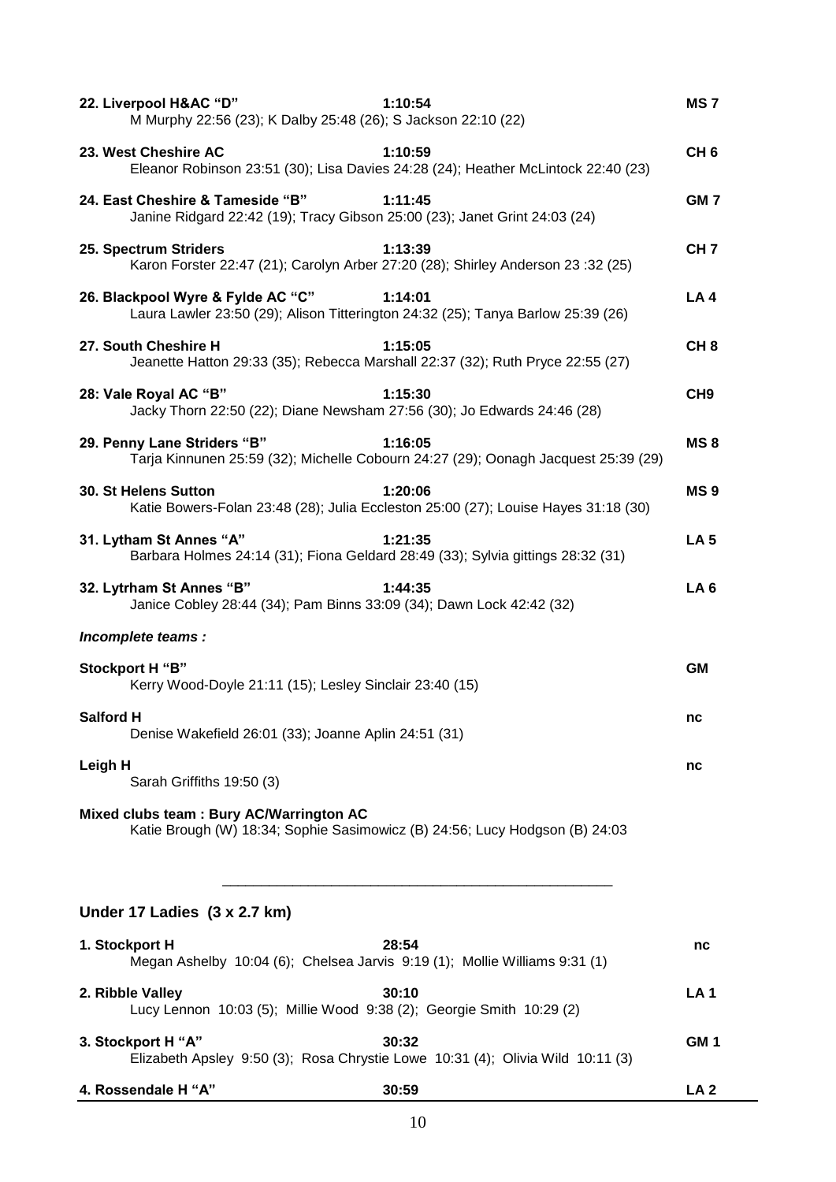**22. Liverpool H&AC "D"** **1:10:54** **MS 7**
M Murphy 22:56 (23); K Dalby 25:48 (26); S Jackson 22:10 (22)

**23. West Cheshire AC** **1:10:59** **CH 6**
Eleanor Robinson 23:51 (30); Lisa Davies 24:28 (24); Heather McLintock 22:40 (23)

**24. East Cheshire & Tameside "B"** **1:11:45** **GM 7**
Janine Ridgard 22:42 (19); Tracy Gibson 25:00 (23); Janet Grint 24:03 (24)

**25. Spectrum Striders** **1:13:39** **CH 7**
Karon Forster 22:47 (21); Carolyn Arber 27:20 (28); Shirley Anderson 23 :32 (25)

**26. Blackpool Wyre & Fylde AC "C"** **1:14:01** **LA 4**
Laura Lawler 23:50 (29); Alison Titterington 24:32 (25); Tanya Barlow 25:39 (26)

**27. South Cheshire H** **1:15:05** **CH 8**
Jeanette Hatton 29:33 (35); Rebecca Marshall 22:37 (32); Ruth Pryce 22:55 (27)

**28: Vale Royal AC "B"** **1:15:30** **CH9**
Jacky Thorn 22:50 (22); Diane Newsham 27:56 (30); Jo Edwards 24:46 (28)

**29. Penny Lane Striders "B"** **1:16:05** **MS 8**
Tarja Kinnunen 25:59 (32); Michelle Cobourn 24:27 (29); Oonagh Jacquest 25:39 (29)

**30. St Helens Sutton** **1:20:06** **MS 9**
Katie Bowers-Folan 23:48 (28); Julia Eccleston 25:00 (27); Louise Hayes 31:18 (30)

**31. Lytham St Annes "A"** **1:21:35** **LA 5**
Barbara Holmes 24:14 (31); Fiona Geldard 28:49 (33); Sylvia gittings 28:32 (31)

**32. Lytrham St Annes "B"** **1:44:35** **LA 6**
Janice Cobley 28:44 (34); Pam Binns 33:09 (34); Dawn Lock 42:42 (32)

***Incomplete teams :***

**Stockport H "B"** **GM**
Kerry Wood-Doyle 21:11 (15); Lesley Sinclair 23:40 (15)

**Salford H** **nc**
Denise Wakefield 26:01 (33); Joanne Aplin 24:51 (31)

**Leigh H** **nc**
Sarah Griffiths 19:50 (3)

**Mixed clubs team : Bury AC/Warrington AC**
Katie Brough (W) 18:34; Sophie Sasimowicz (B) 24:56; Lucy Hodgson (B) 24:03

---

## Under 17 Ladies (3 x 2.7 km)

**1. Stockport H** **28:54** **nc**
Megan Ashelby 10:04 (6); Chelsea Jarvis 9:19 (1); Mollie Williams 9:31 (1)

**2. Ribble Valley** **30:10** **LA 1**
Lucy Lennon 10:03 (5); Millie Wood 9:38 (2); Georgie Smith 10:29 (2)

**3. Stockport H "A"** **30:32** **GM 1**
Elizabeth Apsley 9:50 (3); Rosa Chrystie Lowe 10:31 (4); Olivia Wild 10:11 (3)

**4. Rossendale H "A"** **30:59** **LA 2**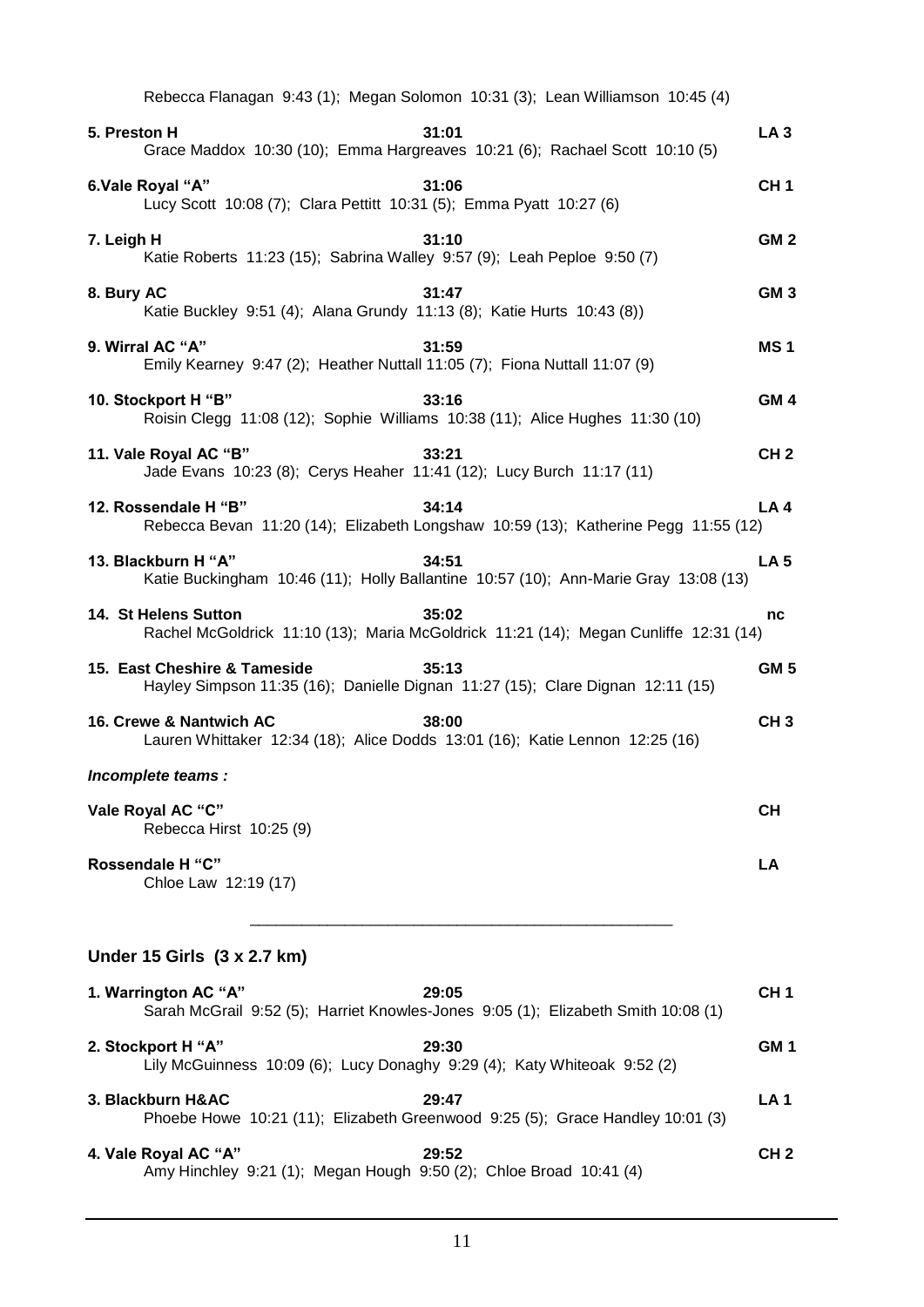Rebecca Flanagan 9:43 (1); Megan Solomon 10:31 (3); Lean Williamson 10:45 (4)

**5. Preston H** **31:01** **LA 3**
Grace Maddox 10:30 (10); Emma Hargreaves 10:21 (6); Rachael Scott 10:10 (5)

**6.Vale Royal "A"** **31:06** **CH 1**
Lucy Scott 10:08 (7); Clara Pettitt 10:31 (5); Emma Pyatt 10:27 (6)

**7. Leigh H** **31:10** **GM 2**
Katie Roberts 11:23 (15); Sabrina Walley 9:57 (9); Leah Peploe 9:50 (7)

**8. Bury AC** **31:47** **GM 3**
Katie Buckley 9:51 (4); Alana Grundy 11:13 (8); Katie Hurts 10:43 (8))

**9. Wirral AC "A"** **31:59** **MS 1**
Emily Kearney 9:47 (2); Heather Nuttall 11:05 (7); Fiona Nuttall 11:07 (9)

**10. Stockport H "B"** **33:16** **GM 4**
Roisin Clegg 11:08 (12); Sophie Williams 10:38 (11); Alice Hughes 11:30 (10)

**11. Vale Royal AC "B"** **33:21** **CH 2**
Jade Evans 10:23 (8); Cerys Heaher 11:41 (12); Lucy Burch 11:17 (11)

**12. Rossendale H "B"** **34:14** **LA 4**
Rebecca Bevan 11:20 (14); Elizabeth Longshaw 10:59 (13); Katherine Pegg 11:55 (12)

**13. Blackburn H "A"** **34:51** **LA 5**
Katie Buckingham 10:46 (11); Holly Ballantine 10:57 (10); Ann-Marie Gray 13:08 (13)

**14. St Helens Sutton** **35:02** **nc**
Rachel McGoldrick 11:10 (13); Maria McGoldrick 11:21 (14); Megan Cunliffe 12:31 (14)

**15. East Cheshire & Tameside** **35:13** **GM 5**
Hayley Simpson 11:35 (16); Danielle Dignan 11:27 (15); Clare Dignan 12:11 (15)

**16. Crewe & Nantwich AC** **38:00** **CH 3**
Lauren Whittaker 12:34 (18); Alice Dodds 13:01 (16); Katie Lennon 12:25 (16)

***Incomplete teams :***

**Vale Royal AC "C"** **CH**
Rebecca Hirst 10:25 (9)

**Rossendale H "C"** **LA**
Chloe Law 12:19 (17)

---

## Under 15 Girls (3 x 2.7 km)

**1. Warrington AC "A"** **29:05** **CH 1**
Sarah McGrail 9:52 (5); Harriet Knowles-Jones 9:05 (1); Elizabeth Smith 10:08 (1)

**2. Stockport H "A"** **29:30** **GM 1**
Lily McGuinness 10:09 (6); Lucy Donaghy 9:29 (4); Katy Whiteoak 9:52 (2)

**3. Blackburn H&AC** **29:47** **LA 1**
Phoebe Howe 10:21 (11); Elizabeth Greenwood 9:25 (5); Grace Handley 10:01 (3)

**4. Vale Royal AC "A"** **29:52** **CH 2**
Amy Hinchley 9:21 (1); Megan Hough 9:50 (2); Chloe Broad 10:41 (4)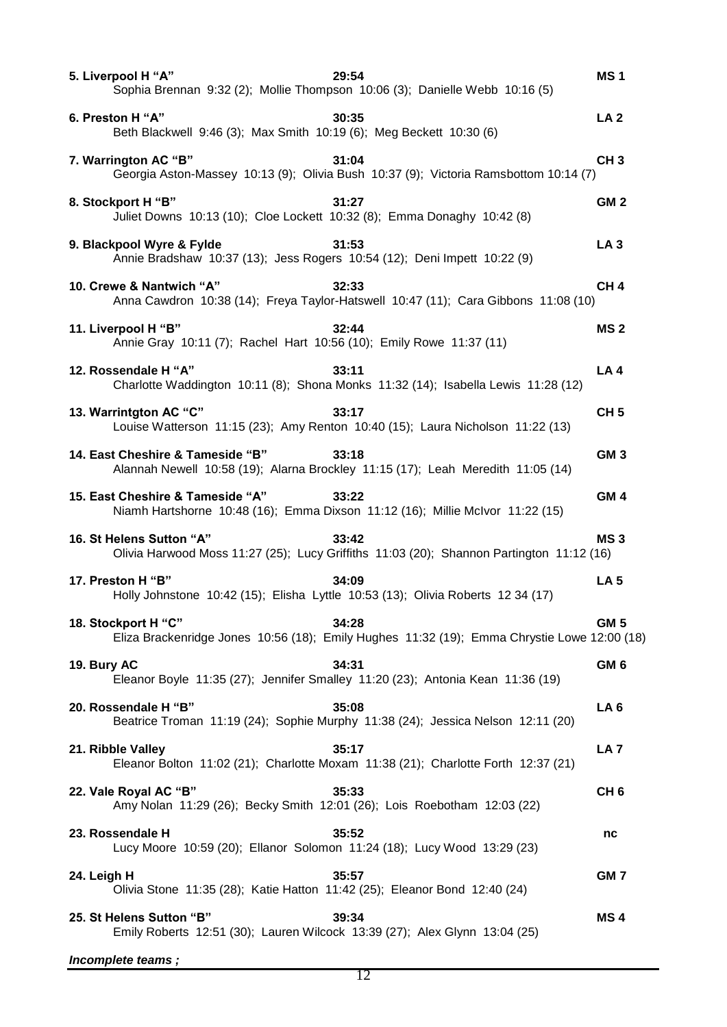**5. Liverpool H "A"** **29:54** **MS 1**
Sophia Brennan 9:32 (2); Mollie Thompson 10:06 (3); Danielle Webb 10:16 (5)

**6. Preston H "A"** **30:35** **LA 2**
Beth Blackwell 9:46 (3); Max Smith 10:19 (6); Meg Beckett 10:30 (6)

**7. Warrington AC "B"** **31:04** **CH 3**
Georgia Aston-Massey 10:13 (9); Olivia Bush 10:37 (9); Victoria Ramsbottom 10:14 (7)

**8. Stockport H "B"** **31:27** **GM 2**
Juliet Downs 10:13 (10); Cloe Lockett 10:32 (8); Emma Donaghy 10:42 (8)

**9. Blackpool Wyre & Fylde** **31:53** **LA 3**
Annie Bradshaw 10:37 (13); Jess Rogers 10:54 (12); Deni Impett 10:22 (9)

**10. Crewe & Nantwich "A"** **32:33** **CH 4**
Anna Cawdron 10:38 (14); Freya Taylor-Hatswell 10:47 (11); Cara Gibbons 11:08 (10)

**11. Liverpool H "B"** **32:44** **MS 2**
Annie Gray 10:11 (7); Rachel Hart 10:56 (10); Emily Rowe 11:37 (11)

**12. Rossendale H "A"** **33:11** **LA 4**
Charlotte Waddington 10:11 (8); Shona Monks 11:32 (14); Isabella Lewis 11:28 (12)

**13. Warrintgton AC "C"** **33:17** **CH 5**
Louise Watterson 11:15 (23); Amy Renton 10:40 (15); Laura Nicholson 11:22 (13)

**14. East Cheshire & Tameside "B"** **33:18** **GM 3**
Alannah Newell 10:58 (19); Alarna Brockley 11:15 (17); Leah Meredith 11:05 (14)

**15. East Cheshire & Tameside "A"** **33:22** **GM 4**
Niamh Hartshorne 10:48 (16); Emma Dixson 11:12 (16); Millie McIvor 11:22 (15)

**16. St Helens Sutton "A"** **33:42** **MS 3**
Olivia Harwood Moss 11:27 (25); Lucy Griffiths 11:03 (20); Shannon Partington 11:12 (16)

**17. Preston H "B"** **34:09** **LA 5**
Holly Johnstone 10:42 (15); Elisha Lyttle 10:53 (13); Olivia Roberts 12 34 (17)

**18. Stockport H "C"** **34:28** **GM 5**
Eliza Brackenridge Jones 10:56 (18); Emily Hughes 11:32 (19); Emma Chrystie Lowe 12:00 (18)

**19. Bury AC** **34:31** **GM 6**
Eleanor Boyle 11:35 (27); Jennifer Smalley 11:20 (23); Antonia Kean 11:36 (19)

**20. Rossendale H "B"** **35:08** **LA 6**
Beatrice Troman 11:19 (24); Sophie Murphy 11:38 (24); Jessica Nelson 12:11 (20)

**21. Ribble Valley** **35:17** **LA 7**
Eleanor Bolton 11:02 (21); Charlotte Moxam 11:38 (21); Charlotte Forth 12:37 (21)

**22. Vale Royal AC "B"** **35:33** **CH 6**
Amy Nolan 11:29 (26); Becky Smith 12:01 (26); Lois Roebotham 12:03 (22)

**23. Rossendale H** **35:52** **nc**
Lucy Moore 10:59 (20); Ellanor Solomon 11:24 (18); Lucy Wood 13:29 (23)

**24. Leigh H** **35:57** **GM 7**
Olivia Stone 11:35 (28); Katie Hatton 11:42 (25); Eleanor Bond 12:40 (24)

**25. St Helens Sutton "B"** **39:34** **MS 4**
Emily Roberts 12:51 (30); Lauren Wilcock 13:39 (27); Alex Glynn 13:04 (25)

***Incomplete teams ;***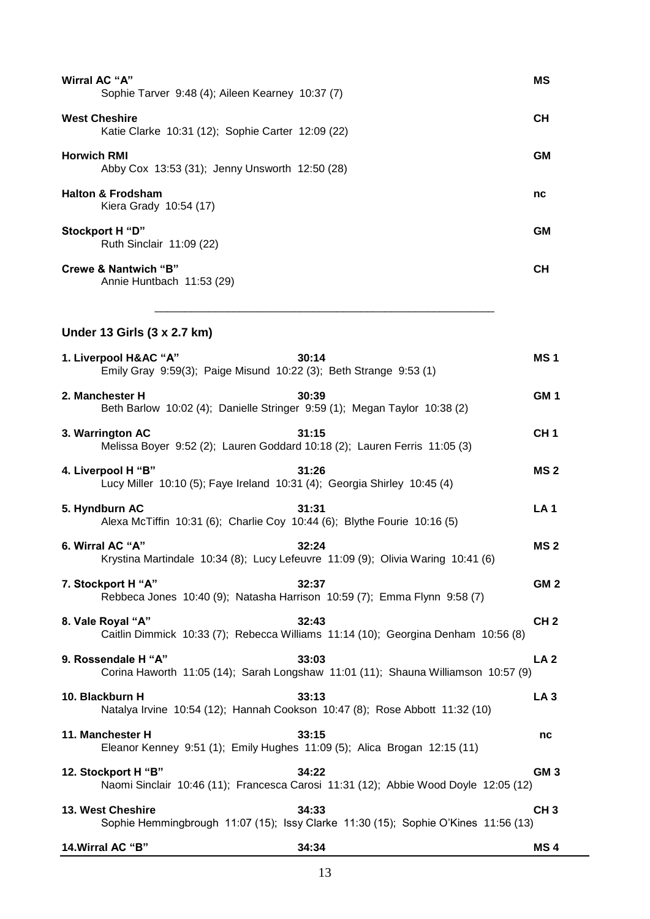**Wirral AC "A"** **MS**
Sophie Tarver 9:48 (4); Aileen Kearney 10:37 (7)

**West Cheshire** **CH**
Katie Clarke 10:31 (12); Sophie Carter 12:09 (22)

**Horwich RMI** **GM**
Abby Cox 13:53 (31); Jenny Unsworth 12:50 (28)

**Halton & Frodsham** **nc**
Kiera Grady 10:54 (17)

**Stockport H "D"** **GM**
Ruth Sinclair 11:09 (22)

**Crewe & Nantwich "B"** **CH**
Annie Huntbach 11:53 (29)

---

## Under 13 Girls (3 x 2.7 km)

**1. Liverpool H&AC "A"** **30:14** **MS 1**
Emily Gray 9:59(3); Paige Misund 10:22 (3); Beth Strange 9:53 (1)

**2. Manchester H** **30:39** **GM 1**
Beth Barlow 10:02 (4); Danielle Stringer 9:59 (1); Megan Taylor 10:38 (2)

**3. Warrington AC** **31:15** **CH 1**
Melissa Boyer 9:52 (2); Lauren Goddard 10:18 (2); Lauren Ferris 11:05 (3)

**4. Liverpool H "B"** **31:26** **MS 2**
Lucy Miller 10:10 (5); Faye Ireland 10:31 (4); Georgia Shirley 10:45 (4)

**5. Hyndburn AC** **31:31** **LA 1**
Alexa McTiffin 10:31 (6); Charlie Coy 10:44 (6); Blythe Fourie 10:16 (5)

**6. Wirral AC "A"** **32:24** **MS 2**
Krystina Martindale 10:34 (8); Lucy Lefeuvre 11:09 (9); Olivia Waring 10:41 (6)

**7. Stockport H "A"** **32:37** **GM 2**
Rebbeca Jones 10:40 (9); Natasha Harrison 10:59 (7); Emma Flynn 9:58 (7)

**8. Vale Royal "A"** **32:43** **CH 2**
Caitlin Dimmick 10:33 (7); Rebecca Williams 11:14 (10); Georgina Denham 10:56 (8)

**9. Rossendale H "A"** **33:03** **LA 2**
Corina Haworth 11:05 (14); Sarah Longshaw 11:01 (11); Shauna Williamson 10:57 (9)

**10. Blackburn H** **33:13** **LA 3**
Natalya Irvine 10:54 (12); Hannah Cookson 10:47 (8); Rose Abbott 11:32 (10)

**11. Manchester H** **33:15** **nc**
Eleanor Kenney 9:51 (1); Emily Hughes 11:09 (5); Alica Brogan 12:15 (11)

**12. Stockport H "B"** **34:22** **GM 3**
Naomi Sinclair 10:46 (11); Francesca Carosi 11:31 (12); Abbie Wood Doyle 12:05 (12)

**13. West Cheshire** **34:33** **CH 3**
Sophie Hemmingbrough 11:07 (15); Issy Clarke 11:30 (15); Sophie O'Kines 11:56 (13)

**14.Wirral AC "B"** **34:34** **MS 4**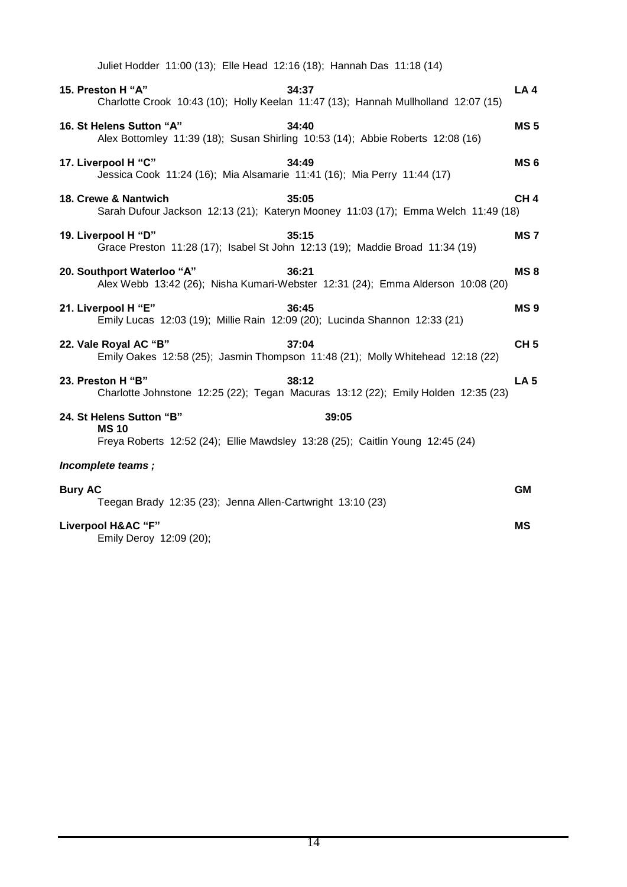Juliet Hodder 11:00 (13); Elle Head 12:16 (18); Hannah Das 11:18 (14)

**15. Preston H "A"** **34:37** **LA 4**
Charlotte Crook 10:43 (10); Holly Keelan 11:47 (13); Hannah Mullholland 12:07 (15)

**16. St Helens Sutton "A"** **34:40** **MS 5**
Alex Bottomley 11:39 (18); Susan Shirling 10:53 (14); Abbie Roberts 12:08 (16)

**17. Liverpool H "C"** **34:49** **MS 6**
Jessica Cook 11:24 (16); Mia Alsamarie 11:41 (16); Mia Perry 11:44 (17)

**18. Crewe & Nantwich** **35:05** **CH 4**
Sarah Dufour Jackson 12:13 (21); Kateryn Mooney 11:03 (17); Emma Welch 11:49 (18)

**19. Liverpool H "D"** **35:15** **MS 7**
Grace Preston 11:28 (17); Isabel St John 12:13 (19); Maddie Broad 11:34 (19)

**20. Southport Waterloo "A"** **36:21** **MS 8**
Alex Webb 13:42 (26); Nisha Kumari-Webster 12:31 (24); Emma Alderson 10:08 (20)

**21. Liverpool H "E"** **36:45** **MS 9**
Emily Lucas 12:03 (19); Millie Rain 12:09 (20); Lucinda Shannon 12:33 (21)

**22. Vale Royal AC "B"** **37:04** **CH 5**
Emily Oakes 12:58 (25); Jasmin Thompson 11:48 (21); Molly Whitehead 12:18 (22)

**23. Preston H "B"** **38:12** **LA 5**
Charlotte Johnstone 12:25 (22); Tegan Macuras 13:12 (22); Emily Holden 12:35 (23)

**24. St Helens Sutton "B"** **39:05**
**MS 10**
Freya Roberts 12:52 (24); Ellie Mawdsley 13:28 (25); Caitlin Young 12:45 (24)

***Incomplete teams ;***

**Bury AC** **GM**
Teegan Brady 12:35 (23); Jenna Allen-Cartwright 13:10 (23)

**Liverpool H&AC "F"** **MS**
Emily Deroy 12:09 (20);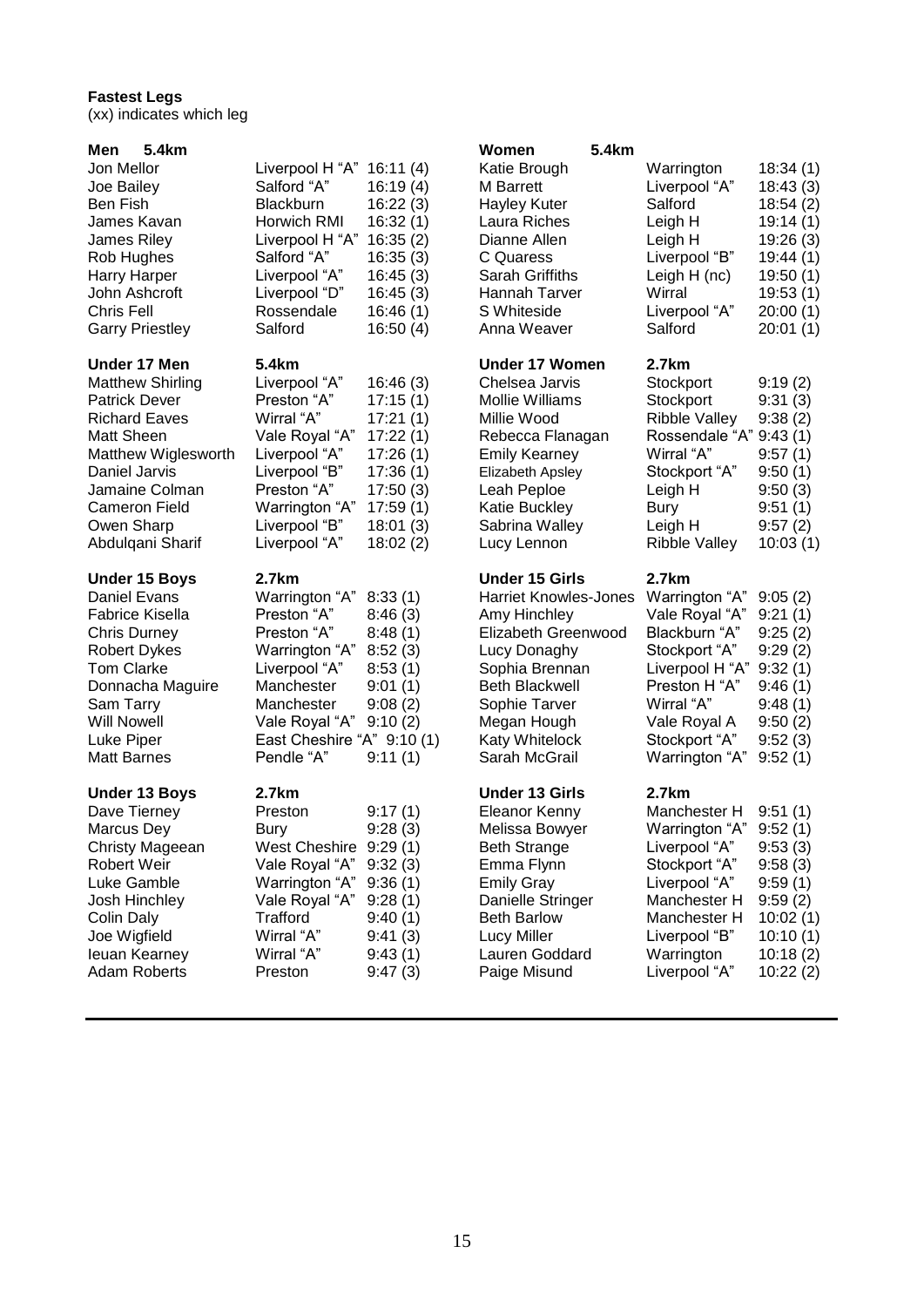**Fastest Legs**
(xx) indicates which leg

**Men 5.4km**

| | | |
|---|---|---|
| Jon Mellor | Liverpool H "A" | 16:11 (4) |
| Joe Bailey | Salford "A" | 16:19 (4) |
| Ben Fish | Blackburn | 16:22 (3) |
| James Kavan | Horwich RMI | 16:32 (1) |
| James Riley | Liverpool H "A" | 16:35 (2) |
| Rob Hughes | Salford "A" | 16:35 (3) |
| Harry Harper | Liverpool "A" | 16:45 (3) |
| John Ashcroft | Liverpool "D" | 16:45 (3) |
| Chris Fell | Rossendale | 16:46 (1) |
| Garry Priestley | Salford | 16:50 (4) |

**Under 17 Men 5.4km**

| | | |
|---|---|---|
| Matthew Shirling | Liverpool "A" | 16:46 (3) |
| Patrick Dever | Preston "A" | 17:15 (1) |
| Richard Eaves | Wirral "A" | 17:21 (1) |
| Matt Sheen | Vale Royal "A" | 17:22 (1) |
| Matthew Wiglesworth | Liverpool "A" | 17:26 (1) |
| Daniel Jarvis | Liverpool "B" | 17:36 (1) |
| Jamaine Colman | Preston "A" | 17:50 (3) |
| Cameron Field | Warrington "A" | 17:59 (1) |
| Owen Sharp | Liverpool "B" | 18:01 (3) |
| Abdulqani Sharif | Liverpool "A" | 18:02 (2) |

**Under 15 Boys 2.7km**

| | | |
|---|---|---|
| Daniel Evans | Warrington "A" | 8:33 (1) |
| Fabrice Kisella | Preston "A" | 8:46 (3) |
| Chris Durney | Preston "A" | 8:48 (1) |
| Robert Dykes | Warrington "A" | 8:52 (3) |
| Tom Clarke | Liverpool "A" | 8:53 (1) |
| Donnacha Maguire | Manchester | 9:01 (1) |
| Sam Tarry | Manchester | 9:08 (2) |
| Will Nowell | Vale Royal "A" | 9:10 (2) |
| Luke Piper | East Cheshire "A" | 9:10 (1) |
| Matt Barnes | Pendle "A" | 9:11 (1) |

**Under 13 Boys 2.7km**

| | | |
|---|---|---|
| Dave Tierney | Preston | 9:17 (1) |
| Marcus Dey | Bury | 9:28 (3) |
| Christy Mageean | West Cheshire | 9:29 (1) |
| Robert Weir | Vale Royal "A" | 9:32 (3) |
| Luke Gamble | Warrington "A" | 9:36 (1) |
| Josh Hinchley | Vale Royal "A" | 9:28 (1) |
| Colin Daly | Trafford | 9:40 (1) |
| Joe Wigfield | Wirral "A" | 9:41 (3) |
| Ieuan Kearney | Wirral "A" | 9:43 (1) |
| Adam Roberts | Preston | 9:47 (3) |

**Women 5.4km**

| | | |
|---|---|---|
| Katie Brough | Warrington | 18:34 (1) |
| M Barrett | Liverpool "A" | 18:43 (3) |
| Hayley Kuter | Salford | 18:54 (2) |
| Laura Riches | Leigh H | 19:14 (1) |
| Dianne Allen | Leigh H | 19:26 (3) |
| C Quaress | Liverpool "B" | 19:44 (1) |
| Sarah Griffiths | Leigh H (nc) | 19:50 (1) |
| Hannah Tarver | Wirral | 19:53 (1) |
| S Whiteside | Liverpool "A" | 20:00 (1) |
| Anna Weaver | Salford | 20:01 (1) |

**Under 17 Women 2.7km**

| | | |
|---|---|---|
| Chelsea Jarvis | Stockport | 9:19 (2) |
| Mollie Williams | Stockport | 9:31 (3) |
| Millie Wood | Ribble Valley | 9:38 (2) |
| Rebecca Flanagan | Rossendale "A" | 9:43 (1) |
| Emily Kearney | Wirral "A" | 9:57 (1) |
| Elizabeth Apsley | Stockport "A" | 9:50 (1) |
| Leah Peploe | Leigh H | 9:50 (3) |
| Katie Buckley | Bury | 9:51 (1) |
| Sabrina Walley | Leigh H | 9:57 (2) |
| Lucy Lennon | Ribble Valley | 10:03 (1) |

**Under 15 Girls 2.7km**

| | | |
|---|---|---|
| Harriet Knowles-Jones | Warrington "A" | 9:05 (2) |
| Amy Hinchley | Vale Royal "A" | 9:21 (1) |
| Elizabeth Greenwood | Blackburn "A" | 9:25 (2) |
| Lucy Donaghy | Stockport "A" | 9:29 (2) |
| Sophia Brennan | Liverpool H "A" | 9:32 (1) |
| Beth Blackwell | Preston H "A" | 9:46 (1) |
| Sophie Tarver | Wirral "A" | 9:48 (1) |
| Megan Hough | Vale Royal A | 9:50 (2) |
| Katy Whitelock | Stockport "A" | 9:52 (3) |
| Sarah McGrail | Warrington "A" | 9:52 (1) |

**Under 13 Girls 2.7km**

| | | |
|---|---|---|
| Eleanor Kenny | Manchester H | 9:51 (1) |
| Melissa Bowyer | Warrington "A" | 9:52 (1) |
| Beth Strange | Liverpool "A" | 9:53 (3) |
| Emma Flynn | Stockport "A" | 9:58 (3) |
| Emily Gray | Liverpool "A" | 9:59 (1) |
| Danielle Stringer | Manchester H | 9:59 (2) |
| Beth Barlow | Manchester H | 10:02 (1) |
| Lucy Miller | Liverpool "B" | 10:10 (1) |
| Lauren Goddard | Warrington | 10:18 (2) |
| Paige Misund | Liverpool "A" | 10:22 (2) |